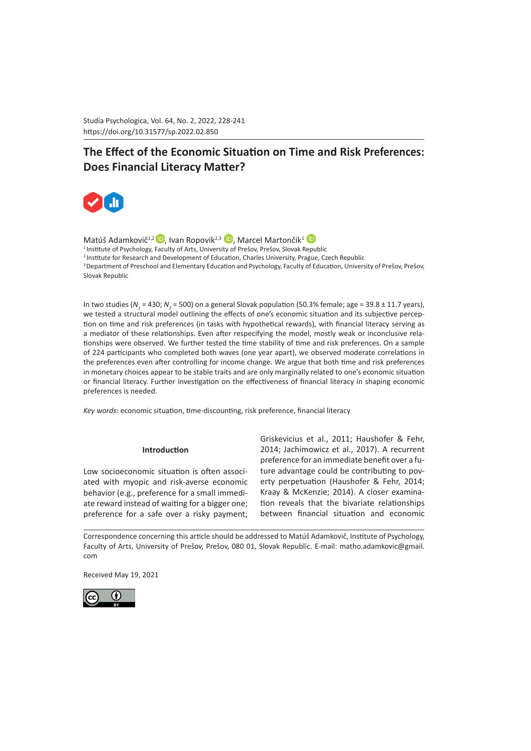# The Effect of the Economic Situation on Time and Risk Preferences: Does Financial Literacy Matter?

Matúš Adamkovič[1,2], Ivan Ropovik[2,3], Marcel Martončík[1]

[1] Institute of Psychology, Faculty of Arts, University of Prešov, Prešov, Slovak Republic
[2] Institute for Research and Development of Education, Charles University, Prague, Czech Republic
[3] Department of Preschool and Elementary Education and Psychology, Faculty of Education, University of Prešov, Prešov, Slovak Republic

In two studies ($N_1$ = 430; $N_2$ = 500) on a general Slovak population (50.3% female; age = 39.8 ± 11.7 years), we tested a structural model outlining the effects of one's economic situation and its subjective perception on time and risk preferences (in tasks with hypothetical rewards), with financial literacy serving as a mediator of these relationships. Even after respecifying the model, mostly weak or inconclusive relationships were observed. We further tested the time stability of time and risk preferences. On a sample of 224 participants who completed both waves (one year apart), we observed moderate correlations in the preferences even after controlling for income change. We argue that both time and risk preferences in monetary choices appear to be stable traits and are only marginally related to one's economic situation or financial literacy. Further investigation on the effectiveness of financial literacy in shaping economic preferences is needed.

*Key words*: economic situation, time-discounting, risk preference, financial literacy

## Introduction

Low socioeconomic situation is often associated with myopic and risk-averse economic behavior (e.g., preference for a small immediate reward instead of waiting for a bigger one; preference for a safe over a risky payment; Griskevicius et al., 2011; Haushofer & Fehr, 2014; Jachimowicz et al., 2017). A recurrent preference for an immediate benefit over a future advantage could be contributing to poverty perpetuation (Haushofer & Fehr, 2014; Kraay & McKenzie; 2014). A closer examination reveals that the bivariate relationships between financial situation and economic

Correspondence concerning this article should be addressed to Matúš Adamkovič, Institute of Psychology, Faculty of Arts, University of Prešov, Prešov, 080 01, Slovak Republic. E-mail: matho.adamkovic@gmail.com

Received May 19, 2021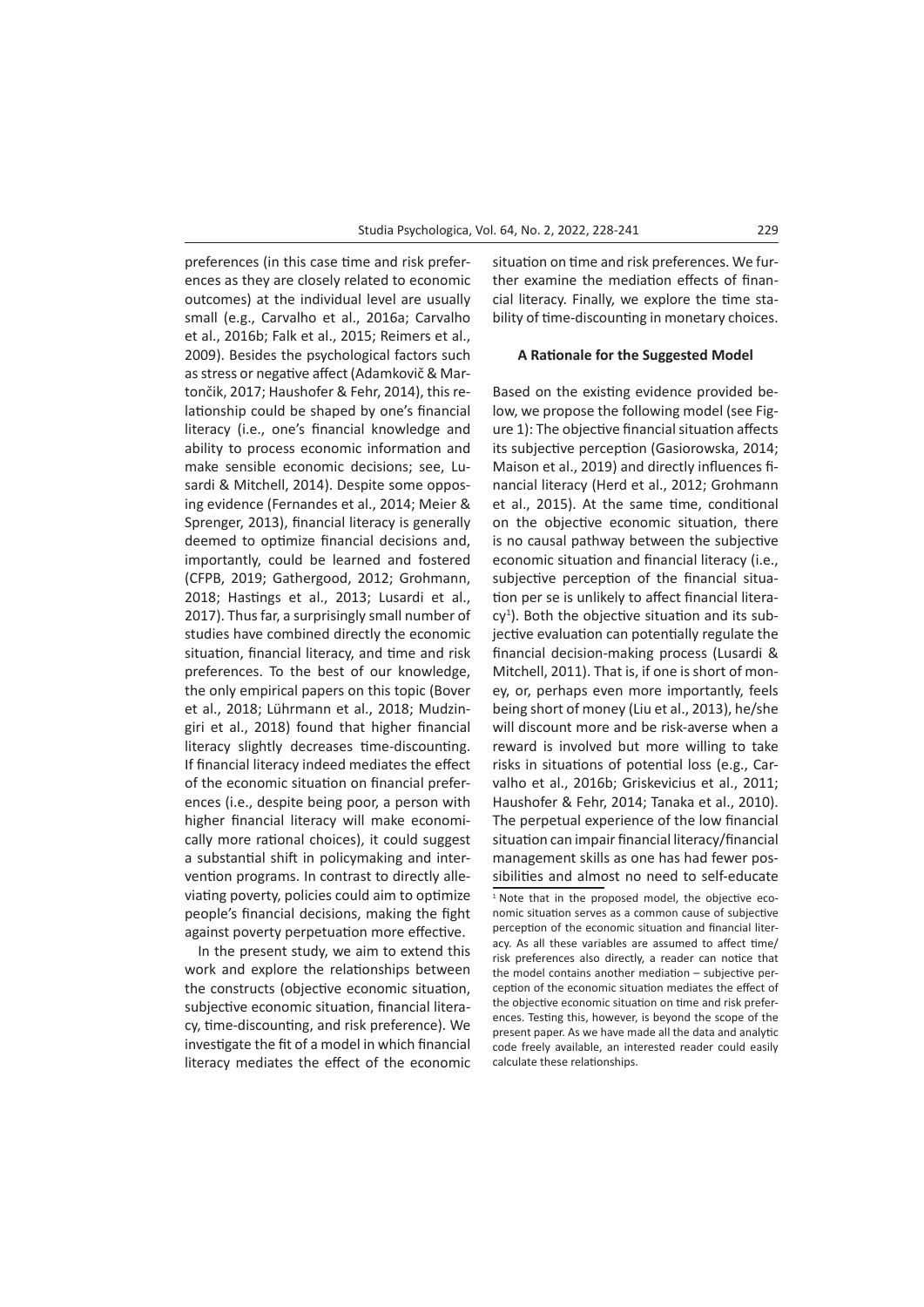preferences (in this case time and risk preferences as they are closely related to economic outcomes) at the individual level are usually small (e.g., Carvalho et al., 2016a; Carvalho et al., 2016b; Falk et al., 2015; Reimers et al., 2009). Besides the psychological factors such as stress or negative affect (Adamkovič & Martončik, 2017; Haushofer & Fehr, 2014), this relationship could be shaped by one's financial literacy (i.e., one's financial knowledge and ability to process economic information and make sensible economic decisions; see, Lusardi & Mitchell, 2014). Despite some opposing evidence (Fernandes et al., 2014; Meier & Sprenger, 2013), financial literacy is generally deemed to optimize financial decisions and, importantly, could be learned and fostered (CFPB, 2019; Gathergood, 2012; Grohmann, 2018; Hastings et al., 2013; Lusardi et al., 2017). Thus far, a surprisingly small number of studies have combined directly the economic situation, financial literacy, and time and risk preferences. To the best of our knowledge, the only empirical papers on this topic (Bover et al., 2018; Lührmann et al., 2018; Mudzingiri et al., 2018) found that higher financial literacy slightly decreases time-discounting. If financial literacy indeed mediates the effect of the economic situation on financial preferences (i.e., despite being poor, a person with higher financial literacy will make economically more rational choices), it could suggest a substantial shift in policymaking and intervention programs. In contrast to directly alleviating poverty, policies could aim to optimize people's financial decisions, making the fight against poverty perpetuation more effective.

In the present study, we aim to extend this work and explore the relationships between the constructs (objective economic situation, subjective economic situation, financial literacy, time-discounting, and risk preference). We investigate the fit of a model in which financial literacy mediates the effect of the economic situation on time and risk preferences. We further examine the mediation effects of financial literacy. Finally, we explore the time stability of time-discounting in monetary choices.

### A Rationale for the Suggested Model

Based on the existing evidence provided below, we propose the following model (see Figure 1): The objective financial situation affects its subjective perception (Gasiorowska, 2014; Maison et al., 2019) and directly influences financial literacy (Herd et al., 2012; Grohmann et al., 2015). At the same time, conditional on the objective economic situation, there is no causal pathway between the subjective economic situation and financial literacy (i.e., subjective perception of the financial situation per se is unlikely to affect financial literacy[1]). Both the objective situation and its subjective evaluation can potentially regulate the financial decision-making process (Lusardi & Mitchell, 2011). That is, if one is short of money, or, perhaps even more importantly, feels being short of money (Liu et al., 2013), he/she will discount more and be risk-averse when a reward is involved but more willing to take risks in situations of potential loss (e.g., Carvalho et al., 2016b; Griskevicius et al., 2011; Haushofer & Fehr, 2014; Tanaka et al., 2010). The perpetual experience of the low financial situation can impair financial literacy/financial management skills as one has had fewer possibilities and almost no need to self-educate

[1] Note that in the proposed model, the objective economic situation serves as a common cause of subjective perception of the economic situation and financial literacy. As all these variables are assumed to affect time/risk preferences also directly, a reader can notice that the model contains another mediation – subjective perception of the economic situation mediates the effect of the objective economic situation on time and risk preferences. Testing this, however, is beyond the scope of the present paper. As we have made all the data and analytic code freely available, an interested reader could easily calculate these relationships.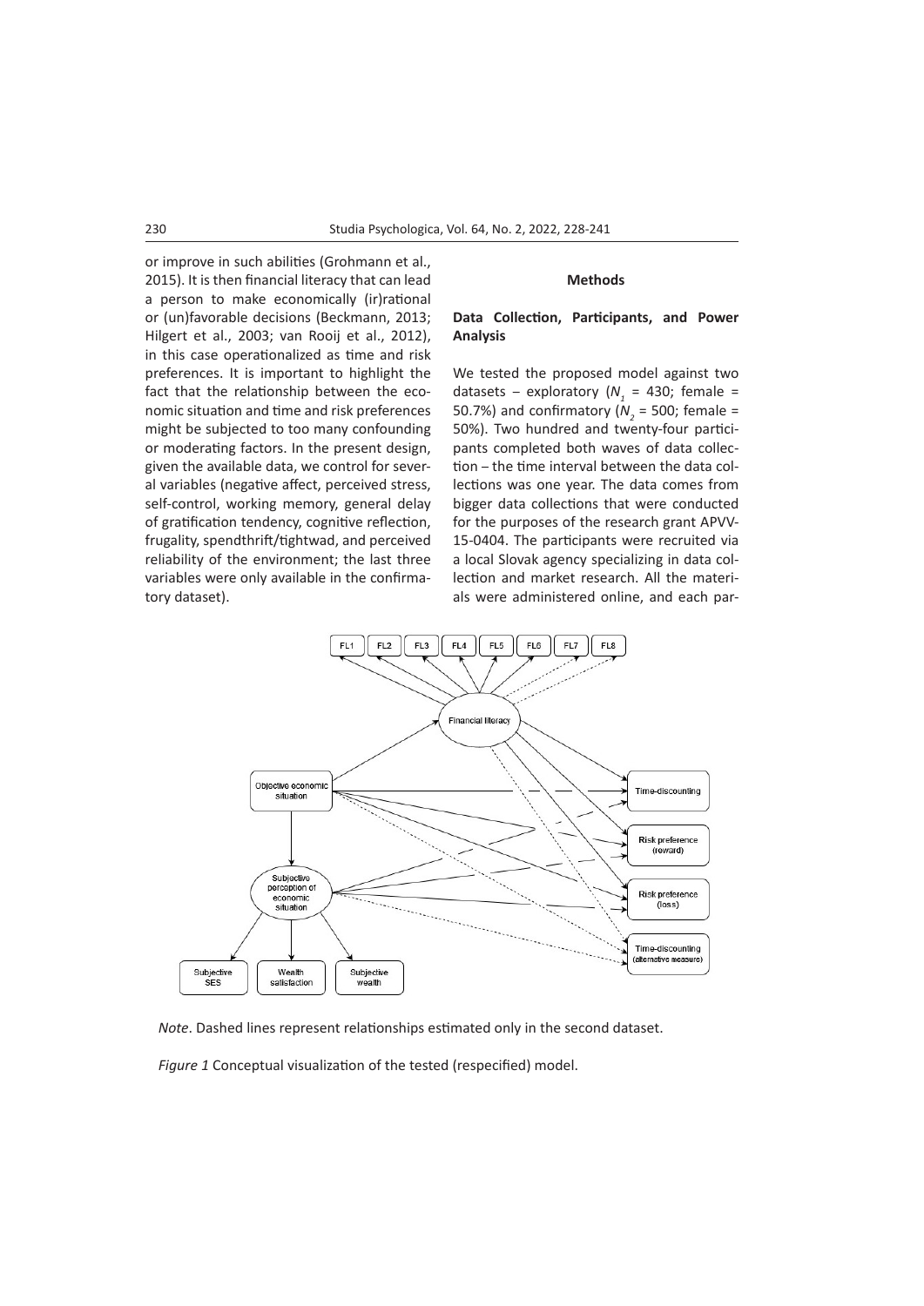or improve in such abilities (Grohmann et al., 2015). It is then financial literacy that can lead a person to make economically (ir)rational or (un)favorable decisions (Beckmann, 2013; Hilgert et al., 2003; van Rooij et al., 2012), in this case operationalized as time and risk preferences. It is important to highlight the fact that the relationship between the economic situation and time and risk preferences might be subjected to too many confounding or moderating factors. In the present design, given the available data, we control for several variables (negative affect, perceived stress, self-control, working memory, general delay of gratification tendency, cognitive reflection, frugality, spendthrift/tightwad, and perceived reliability of the environment; the last three variables were only available in the confirmatory dataset).

## Methods

### Data Collection, Participants, and Power Analysis

We tested the proposed model against two datasets – exploratory ($N_1$ = 430; female = 50.7%) and confirmatory ($N_2$ = 500; female = 50%). Two hundred and twenty-four participants completed both waves of data collection – the time interval between the data collections was one year. The data comes from bigger data collections that were conducted for the purposes of the research grant APVV-15-0404. The participants were recruited via a local Slovak agency specializing in data collection and market research. All the materials were administered online, and each par-

*Note*. Dashed lines represent relationships estimated only in the second dataset.

*Figure 1* Conceptual visualization of the tested (respecified) model.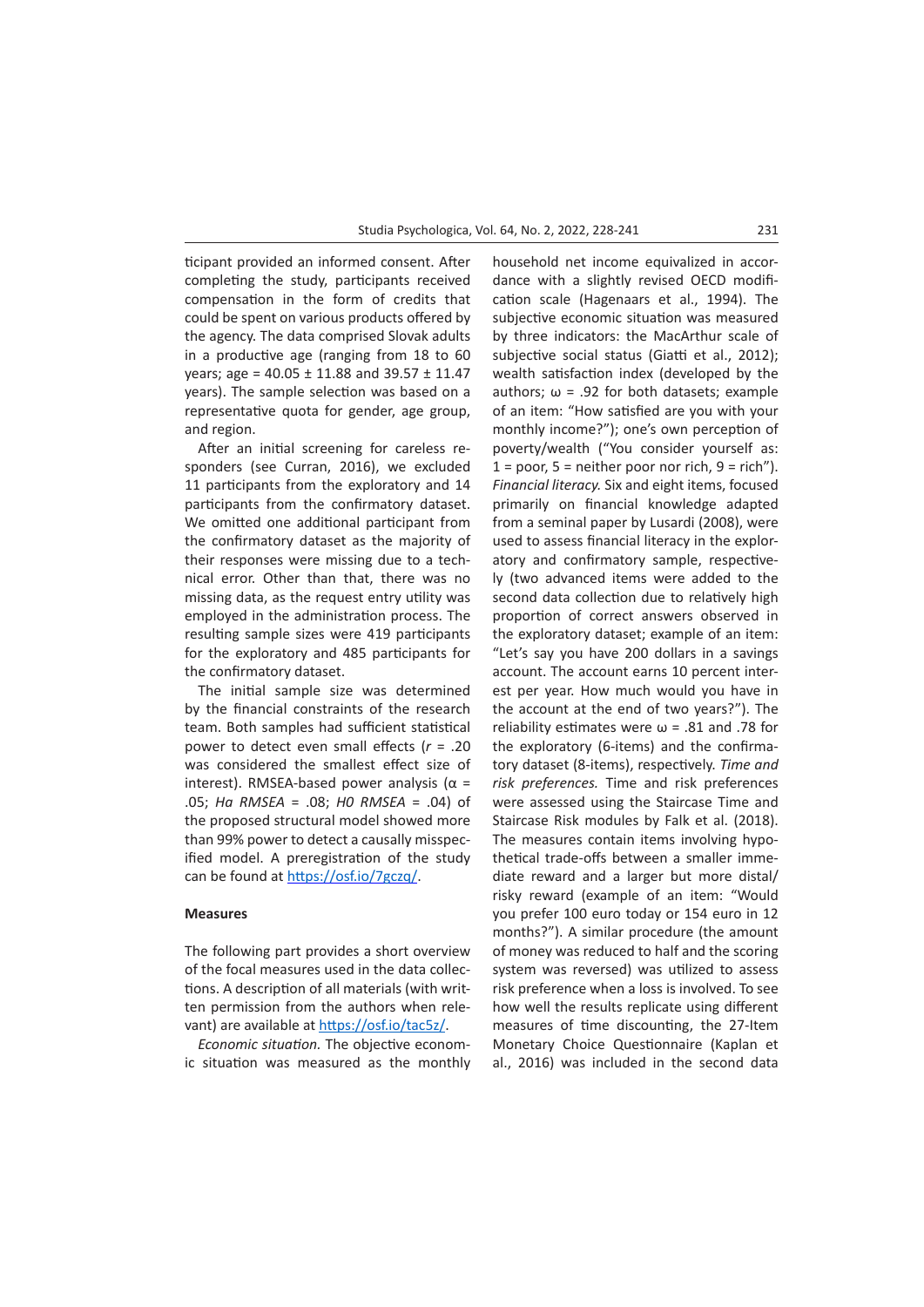ticipant provided an informed consent. After completing the study, participants received compensation in the form of credits that could be spent on various products offered by the agency. The data comprised Slovak adults in a productive age (ranging from 18 to 60 years; age = 40.05 ± 11.88 and 39.57 ± 11.47 years). The sample selection was based on a representative quota for gender, age group, and region.

After an initial screening for careless responders (see Curran, 2016), we excluded 11 participants from the exploratory and 14 participants from the confirmatory dataset. We omitted one additional participant from the confirmatory dataset as the majority of their responses were missing due to a technical error. Other than that, there was no missing data, as the request entry utility was employed in the administration process. The resulting sample sizes were 419 participants for the exploratory and 485 participants for the confirmatory dataset.

The initial sample size was determined by the financial constraints of the research team. Both samples had sufficient statistical power to detect even small effects ($r$ = .20 was considered the smallest effect size of interest). RMSEA-based power analysis ($\alpha$ = .05; *Ha RMSEA* = .08; *H0 RMSEA* = .04) of the proposed structural model showed more than 99% power to detect a causally misspecified model. A preregistration of the study can be found at https://osf.io/7gczq/.

## Measures

The following part provides a short overview of the focal measures used in the data collections. A description of all materials (with written permission from the authors when relevant) are available at https://osf.io/tac5z/.

*Economic situation.* The objective economic situation was measured as the monthly household net income equivalized in accordance with a slightly revised OECD modification scale (Hagenaars et al., 1994). The subjective economic situation was measured by three indicators: the MacArthur scale of subjective social status (Giatti et al., 2012); wealth satisfaction index (developed by the authors; $\omega$ = .92 for both datasets; example of an item: "How satisfied are you with your monthly income?"); one's own perception of poverty/wealth ("You consider yourself as: 1 = poor, 5 = neither poor nor rich, 9 = rich").

*Financial literacy.* Six and eight items, focused primarily on financial knowledge adapted from a seminal paper by Lusardi (2008), were used to assess financial literacy in the exploratory and confirmatory sample, respectively (two advanced items were added to the second data collection due to relatively high proportion of correct answers observed in the exploratory dataset; example of an item: "Let's say you have 200 dollars in a savings account. The account earns 10 percent interest per year. How much would you have in the account at the end of two years?"). The reliability estimates were $\omega$ = .81 and .78 for the exploratory (6-items) and the confirmatory dataset (8-items), respectively.

*Time and risk preferences.* Time and risk preferences were assessed using the Staircase Time and Staircase Risk modules by Falk et al. (2018). The measures contain items involving hypothetical trade-offs between a smaller immediate reward and a larger but more distal/risky reward (example of an item: "Would you prefer 100 euro today or 154 euro in 12 months?"). A similar procedure (the amount of money was reduced to half and the scoring system was reversed) was utilized to assess risk preference when a loss is involved. To see how well the results replicate using different measures of time discounting, the 27-Item Monetary Choice Questionnaire (Kaplan et al., 2016) was included in the second data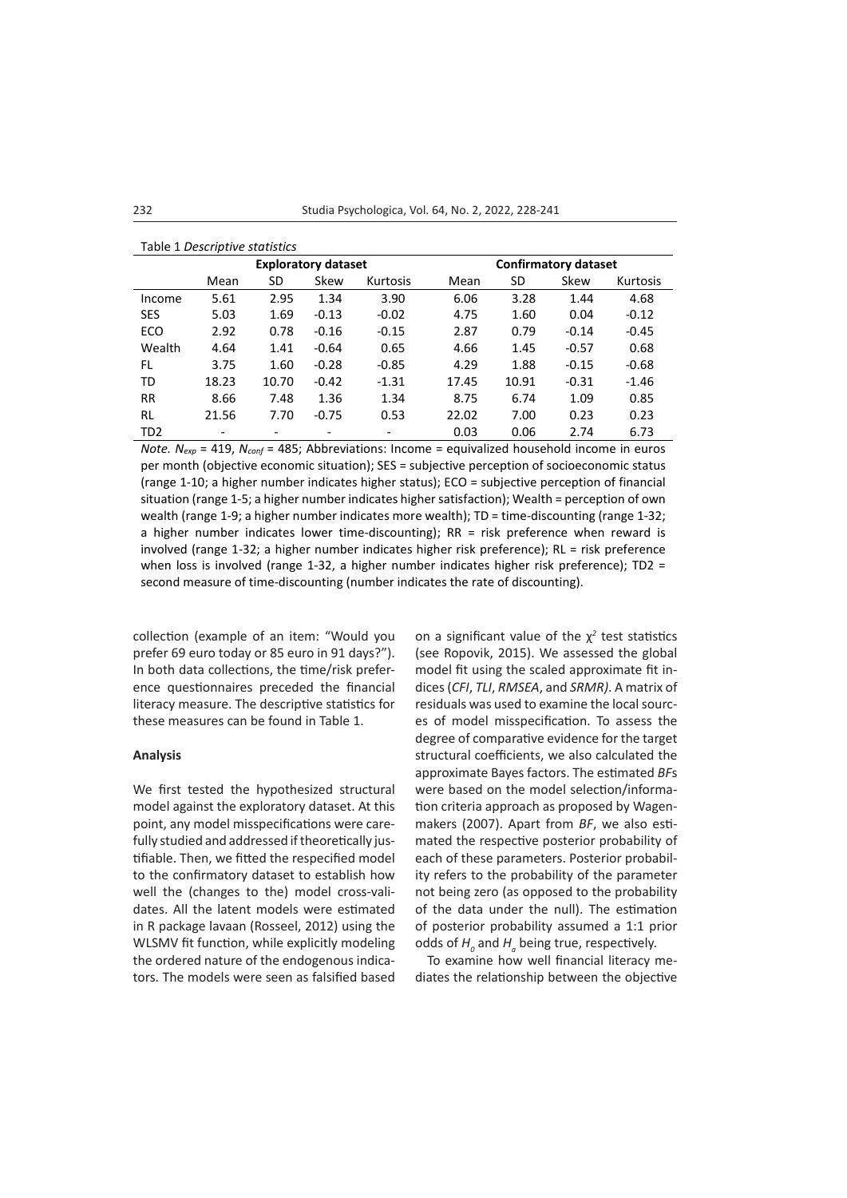Table 1 *Descriptive statistics*

| | Exploratory dataset | | | | Confirmatory dataset | | | |
|---|---|---|---|---|---|---|---|---|
| | Mean | SD | Skew | Kurtosis | Mean | SD | Skew | Kurtosis |
| Income | 5.61 | 2.95 | 1.34 | 3.90 | 6.06 | 3.28 | 1.44 | 4.68 |
| SES | 5.03 | 1.69 | -0.13 | -0.02 | 4.75 | 1.60 | 0.04 | -0.12 |
| ECO | 2.92 | 0.78 | -0.16 | -0.15 | 2.87 | 0.79 | -0.14 | -0.45 |
| Wealth | 4.64 | 1.41 | -0.64 | 0.65 | 4.66 | 1.45 | -0.57 | 0.68 |
| FL | 3.75 | 1.60 | -0.28 | -0.85 | 4.29 | 1.88 | -0.15 | -0.68 |
| TD | 18.23 | 10.70 | -0.42 | -1.31 | 17.45 | 10.91 | -0.31 | -1.46 |
| RR | 8.66 | 7.48 | 1.36 | 1.34 | 8.75 | 6.74 | 1.09 | 0.85 |
| RL | 21.56 | 7.70 | -0.75 | 0.53 | 22.02 | 7.00 | 0.23 | 0.23 |
| TD2 | - | - | - | - | 0.03 | 0.06 | 2.74 | 6.73 |

*Note.* $N_{exp}$ = 419, $N_{conf}$ = 485; Abbreviations: Income = equivalized household income in euros per month (objective economic situation); SES = subjective perception of socioeconomic status (range 1-10; a higher number indicates higher status); ECO = subjective perception of financial situation (range 1-5; a higher number indicates higher satisfaction); Wealth = perception of own wealth (range 1-9; a higher number indicates more wealth); TD = time-discounting (range 1-32; a higher number indicates lower time-discounting); RR = risk preference when reward is involved (range 1-32; a higher number indicates higher risk preference); RL = risk preference when loss is involved (range 1-32, a higher number indicates higher risk preference); TD2 = second measure of time-discounting (number indicates the rate of discounting).

collection (example of an item: "Would you prefer 69 euro today or 85 euro in 91 days?"). In both data collections, the time/risk preference questionnaires preceded the financial literacy measure. The descriptive statistics for these measures can be found in Table 1.

### Analysis

We first tested the hypothesized structural model against the exploratory dataset. At this point, any model misspecifications were carefully studied and addressed if theoretically justifiable. Then, we fitted the respecified model to the confirmatory dataset to establish how well the (changes to the) model cross-validates. All the latent models were estimated in R package lavaan (Rosseel, 2012) using the WLSMV fit function, while explicitly modeling the ordered nature of the endogenous indicators. The models were seen as falsified based on a significant value of the $\chi^2$ test statistics (see Ropovik, 2015). We assessed the global model fit using the scaled approximate fit indices (*CFI*, *TLI*, *RMSEA*, and *SRMR)*. A matrix of residuals was used to examine the local sources of model misspecification. To assess the degree of comparative evidence for the target structural coefficients, we also calculated the approximate Bayes factors. The estimated *BF*s were based on the model selection/information criteria approach as proposed by Wagenmakers (2007). Apart from *BF*, we also estimated the respective posterior probability of each of these parameters. Posterior probability refers to the probability of the parameter not being zero (as opposed to the probability of the data under the null). The estimation of posterior probability assumed a 1:1 prior odds of $H_0$ and $H_a$ being true, respectively.

To examine how well financial literacy mediates the relationship between the objective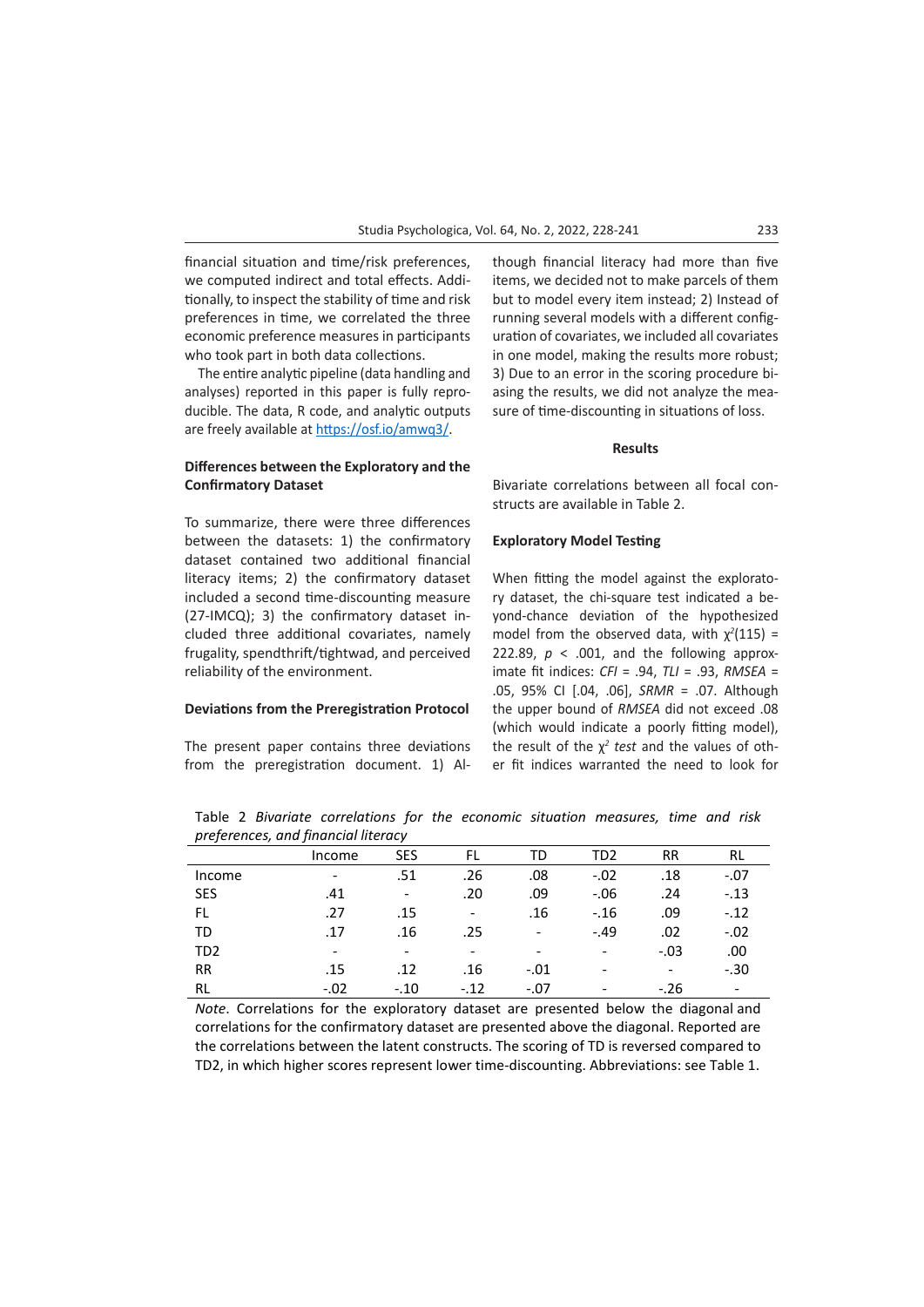financial situation and time/risk preferences, we computed indirect and total effects. Additionally, to inspect the stability of time and risk preferences in time, we correlated the three economic preference measures in participants who took part in both data collections.

The entire analytic pipeline (data handling and analyses) reported in this paper is fully reproducible. The data, R code, and analytic outputs are freely available at https://osf.io/amwq3/.

**Differences between the Exploratory and the Confirmatory Dataset**

To summarize, there were three differences between the datasets: 1) the confirmatory dataset contained two additional financial literacy items; 2) the confirmatory dataset included a second time-discounting measure (27-IMCQ); 3) the confirmatory dataset included three additional covariates, namely frugality, spendthrift/tightwad, and perceived reliability of the environment.

**Deviations from the Preregistration Protocol**

The present paper contains three deviations from the preregistration document. 1) Although financial literacy had more than five items, we decided not to make parcels of them but to model every item instead; 2) Instead of running several models with a different configuration of covariates, we included all covariates in one model, making the results more robust; 3) Due to an error in the scoring procedure biasing the results, we did not analyze the measure of time-discounting in situations of loss.

## Results

Bivariate correlations between all focal constructs are available in Table 2.

**Exploratory Model Testing**

When fitting the model against the exploratory dataset, the chi-square test indicated a beyond-chance deviation of the hypothesized model from the observed data, with $\chi^2(115) = 222.89$, $p < .001$, and the following approximate fit indices: *CFI* = .94, *TLI* = .93, *RMSEA* = .05, 95% CI [.04, .06], *SRMR* = .07. Although the upper bound of *RMSEA* did not exceed .08 (which would indicate a poorly fitting model), the result of the $\chi^2$ *test* and the values of other fit indices warranted the need to look for

Table 2 *Bivariate correlations for the economic situation measures, time and risk preferences, and financial literacy*

| | Income | SES | FL | TD | TD2 | RR | RL |
|---|---|---|---|---|---|---|---|
| Income | - | .51 | .26 | .08 | -.02 | .18 | -.07 |
| SES | .41 | - | .20 | .09 | -.06 | .24 | -.13 |
| FL | .27 | .15 | - | .16 | -.16 | .09 | -.12 |
| TD | .17 | .16 | .25 | - | -.49 | .02 | -.02 |
| TD2 | - | - | - | - | - | -.03 | .00 |
| RR | .15 | .12 | .16 | -.01 | - | - | -.30 |
| RL | -.02 | -.10 | -.12 | -.07 | - | -.26 | - |

*Note*. Correlations for the exploratory dataset are presented below the diagonal and correlations for the confirmatory dataset are presented above the diagonal. Reported are the correlations between the latent constructs. The scoring of TD is reversed compared to TD2, in which higher scores represent lower time-discounting. Abbreviations: see Table 1.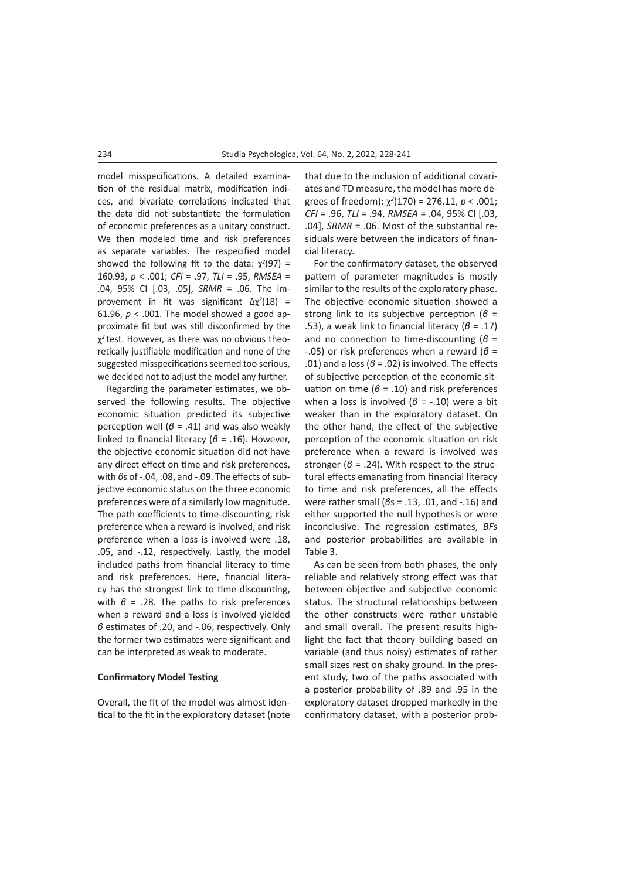model misspecifications. A detailed examination of the residual matrix, modification indices, and bivariate correlations indicated that the data did not substantiate the formulation of economic preferences as a unitary construct. We then modeled time and risk preferences as separate variables. The respecified model showed the following fit to the data: $\chi^2(97)$ = 160.93, $p$ < .001; *CFI* = .97, *TLI* = .95, *RMSEA* = .04, 95% CI [.03, .05], *SRMR* = .06. The improvement in fit was significant $\Delta\chi^2(18)$ = 61.96, $p$ < .001. The model showed a good approximate fit but was still disconfirmed by the $\chi^2$ test. However, as there was no obvious theoretically justifiable modification and none of the suggested misspecifications seemed too serious, we decided not to adjust the model any further.

Regarding the parameter estimates, we observed the following results. The objective economic situation predicted its subjective perception well ($\beta$ = .41) and was also weakly linked to financial literacy ($\beta$ = .16). However, the objective economic situation did not have any direct effect on time and risk preferences, with $\beta$s of -.04, .08, and -.09. The effects of subjective economic status on the three economic preferences were of a similarly low magnitude. The path coefficients to time-discounting, risk preference when a reward is involved, and risk preference when a loss is involved were .18, .05, and -.12, respectively. Lastly, the model included paths from financial literacy to time and risk preferences. Here, financial literacy has the strongest link to time-discounting, with $\beta$ = .28. The paths to risk preferences when a reward and a loss is involved yielded $\beta$ estimates of .20, and -.06, respectively. Only the former two estimates were significant and can be interpreted as weak to moderate.

### Confirmatory Model Testing

Overall, the fit of the model was almost identical to the fit in the exploratory dataset (note that due to the inclusion of additional covariates and TD measure, the model has more degrees of freedom): $\chi^2(170)$ = 276.11, $p$ < .001; *CFI* = .96, *TLI* = .94, *RMSEA* = .04, 95% CI [.03, .04], *SRMR* = .06. Most of the substantial residuals were between the indicators of financial literacy.

For the confirmatory dataset, the observed pattern of parameter magnitudes is mostly similar to the results of the exploratory phase. The objective economic situation showed a strong link to its subjective perception ($\beta$ = .53), a weak link to financial literacy ($\beta$ = .17) and no connection to time-discounting ($\beta$ = -.05) or risk preferences when a reward ($\beta$ = .01) and a loss ($\beta$ = .02) is involved. The effects of subjective perception of the economic situation on time ($\beta$ = .10) and risk preferences when a loss is involved ($\beta$ = -.10) were a bit weaker than in the exploratory dataset. On the other hand, the effect of the subjective perception of the economic situation on risk preference when a reward is involved was stronger ($\beta$ = .24). With respect to the structural effects emanating from financial literacy to time and risk preferences, all the effects were rather small ($\beta$s = .13, .01, and -.16) and either supported the null hypothesis or were inconclusive. The regression estimates, *BFs* and posterior probabilities are available in Table 3.

As can be seen from both phases, the only reliable and relatively strong effect was that between objective and subjective economic status. The structural relationships between the other constructs were rather unstable and small overall. The present results highlight the fact that theory building based on variable (and thus noisy) estimates of rather small sizes rest on shaky ground. In the present study, two of the paths associated with a posterior probability of .89 and .95 in the exploratory dataset dropped markedly in the confirmatory dataset, with a posterior prob-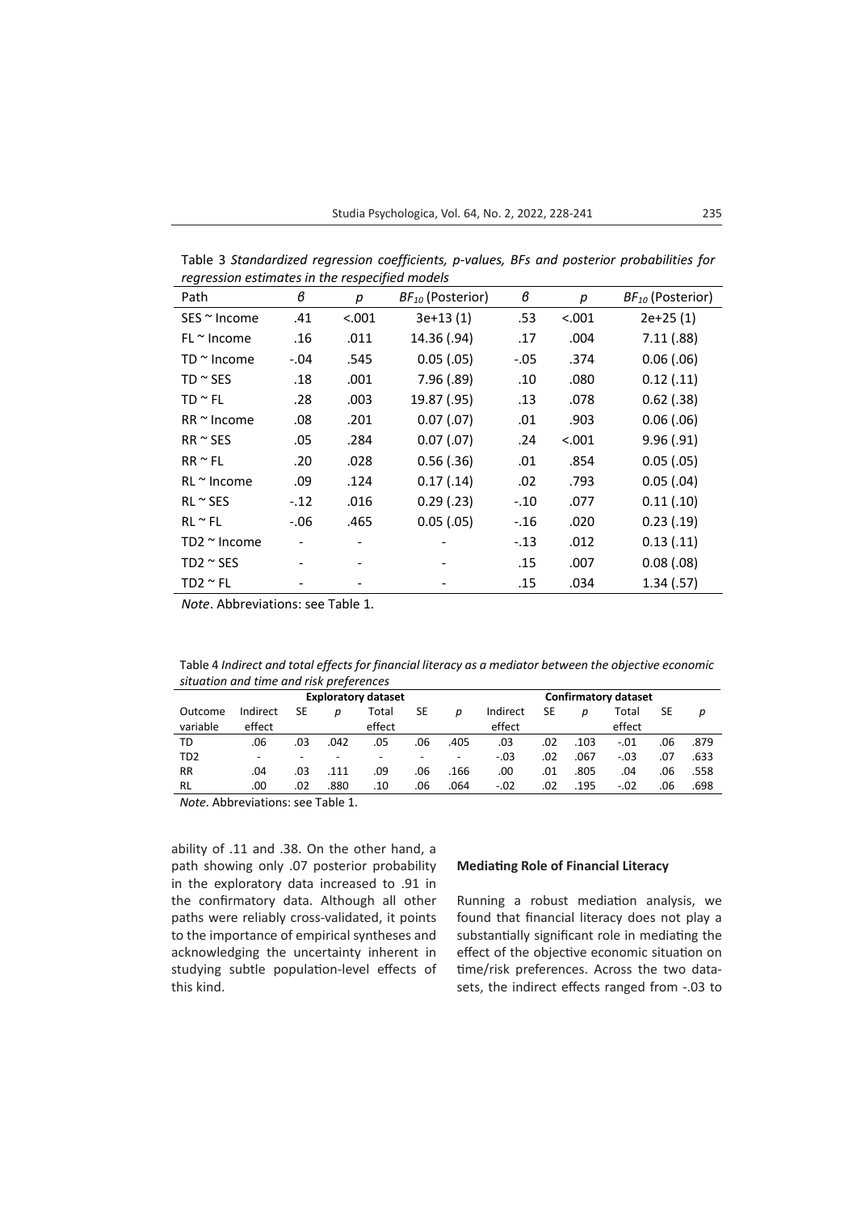Table 3 *Standardized regression coefficients, p-values, BFs and posterior probabilities for regression estimates in the respecified models*

| Path | β | *p* | $BF_{10}$ (Posterior) | β | *p* | $BF_{10}$ (Posterior) |
|---|---|---|---|---|---|---|
| SES ~ Income | .41 | <.001 | 3e+13 (1) | .53 | <.001 | 2e+25 (1) |
| FL ~ Income | .16 | .011 | 14.36 (.94) | .17 | .004 | 7.11 (.88) |
| TD ~ Income | -.04 | .545 | 0.05 (.05) | -.05 | .374 | 0.06 (.06) |
| TD ~ SES | .18 | .001 | 7.96 (.89) | .10 | .080 | 0.12 (.11) |
| TD ~ FL | .28 | .003 | 19.87 (.95) | .13 | .078 | 0.62 (.38) |
| RR ~ Income | .08 | .201 | 0.07 (.07) | .01 | .903 | 0.06 (.06) |
| RR ~ SES | .05 | .284 | 0.07 (.07) | .24 | <.001 | 9.96 (.91) |
| RR ~ FL | .20 | .028 | 0.56 (.36) | .01 | .854 | 0.05 (.05) |
| RL ~ Income | .09 | .124 | 0.17 (.14) | .02 | .793 | 0.05 (.04) |
| RL ~ SES | -.12 | .016 | 0.29 (.23) | -.10 | .077 | 0.11 (.10) |
| RL ~ FL | -.06 | .465 | 0.05 (.05) | -.16 | .020 | 0.23 (.19) |
| TD2 ~ Income | - | - | - | -.13 | .012 | 0.13 (.11) |
| TD2 ~ SES | - | - | - | .15 | .007 | 0.08 (.08) |
| TD2 ~ FL | - | - | - | .15 | .034 | 1.34 (.57) |

*Note*. Abbreviations: see Table 1.

Table 4 *Indirect and total effects for financial literacy as a mediator between the objective economic situation and time and risk preferences*

| | Exploratory dataset | | | | | | Confirmatory dataset | | | | | |
|---|---|---|---|---|---|---|---|---|---|---|---|---|
| Outcome variable | Indirect effect | SE | *p* | Total effect | SE | *p* | Indirect effect | SE | *p* | Total effect | SE | *p* |
| TD | .06 | .03 | .042 | .05 | .06 | .405 | .03 | .02 | .103 | -.01 | .06 | .879 |
| TD2 | - | - | - | - | - | - | -.03 | .02 | .067 | -.03 | .07 | .633 |
| RR | .04 | .03 | .111 | .09 | .06 | .166 | .00 | .01 | .805 | .04 | .06 | .558 |
| RL | .00 | .02 | .880 | .10 | .06 | .064 | -.02 | .02 | .195 | -.02 | .06 | .698 |

*Note*. Abbreviations: see Table 1.

ability of .11 and .38. On the other hand, a path showing only .07 posterior probability in the exploratory data increased to .91 in the confirmatory data. Although all other paths were reliably cross-validated, it points to the importance of empirical syntheses and acknowledging the uncertainty inherent in studying subtle population-level effects of this kind.

**Mediating Role of Financial Literacy**

Running a robust mediation analysis, we found that financial literacy does not play a substantially significant role in mediating the effect of the objective economic situation on time/risk preferences. Across the two datasets, the indirect effects ranged from -.03 to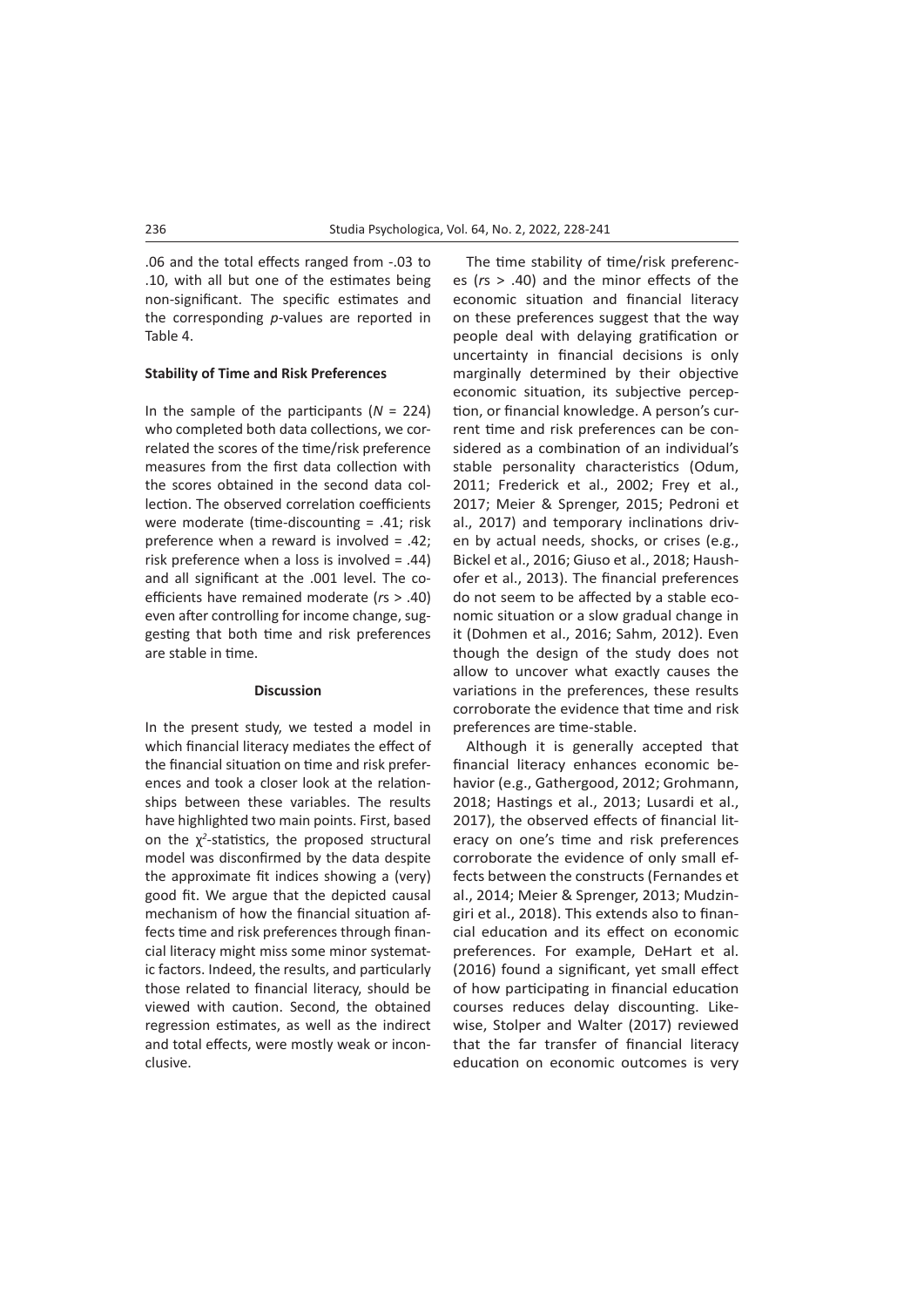.06 and the total effects ranged from -.03 to .10, with all but one of the estimates being non-significant. The specific estimates and the corresponding *p*-values are reported in Table 4.

### Stability of Time and Risk Preferences

In the sample of the participants ($N$ = 224) who completed both data collections, we correlated the scores of the time/risk preference measures from the first data collection with the scores obtained in the second data collection. The observed correlation coefficients were moderate (time-discounting = .41; risk preference when a reward is involved = .42; risk preference when a loss is involved = .44) and all significant at the .001 level. The coefficients have remained moderate (*r*s > .40) even after controlling for income change, suggesting that both time and risk preferences are stable in time.

## Discussion

In the present study, we tested a model in which financial literacy mediates the effect of the financial situation on time and risk preferences and took a closer look at the relationships between these variables. The results have highlighted two main points. First, based on the $\chi^2$-statistics, the proposed structural model was disconfirmed by the data despite the approximate fit indices showing a (very) good fit. We argue that the depicted causal mechanism of how the financial situation affects time and risk preferences through financial literacy might miss some minor systematic factors. Indeed, the results, and particularly those related to financial literacy, should be viewed with caution. Second, the obtained regression estimates, as well as the indirect and total effects, were mostly weak or inconclusive.

The time stability of time/risk preferences (*r*s > .40) and the minor effects of the economic situation and financial literacy on these preferences suggest that the way people deal with delaying gratification or uncertainty in financial decisions is only marginally determined by their objective economic situation, its subjective perception, or financial knowledge. A person's current time and risk preferences can be considered as a combination of an individual's stable personality characteristics (Odum, 2011; Frederick et al., 2002; Frey et al., 2017; Meier & Sprenger, 2015; Pedroni et al., 2017) and temporary inclinations driven by actual needs, shocks, or crises (e.g., Bickel et al., 2016; Giuso et al., 2018; Haushofer et al., 2013). The financial preferences do not seem to be affected by a stable economic situation or a slow gradual change in it (Dohmen et al., 2016; Sahm, 2012). Even though the design of the study does not allow to uncover what exactly causes the variations in the preferences, these results corroborate the evidence that time and risk preferences are time-stable.

Although it is generally accepted that financial literacy enhances economic behavior (e.g., Gathergood, 2012; Grohmann, 2018; Hastings et al., 2013; Lusardi et al., 2017), the observed effects of financial literacy on one's time and risk preferences corroborate the evidence of only small effects between the constructs (Fernandes et al., 2014; Meier & Sprenger, 2013; Mudzingiri et al., 2018). This extends also to financial education and its effect on economic preferences. For example, DeHart et al. (2016) found a significant, yet small effect of how participating in financial education courses reduces delay discounting. Likewise, Stolper and Walter (2017) reviewed that the far transfer of financial literacy education on economic outcomes is very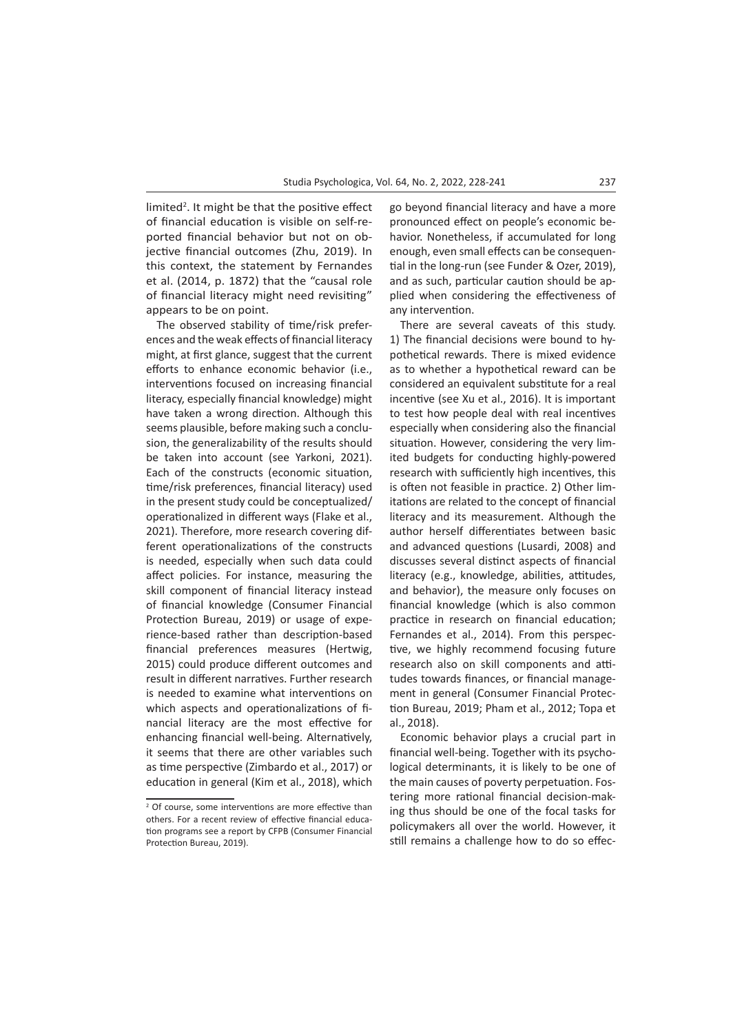limited[2]. It might be that the positive effect of financial education is visible on self-reported financial behavior but not on objective financial outcomes (Zhu, 2019). In this context, the statement by Fernandes et al. (2014, p. 1872) that the "causal role of financial literacy might need revisiting" appears to be on point.

The observed stability of time/risk preferences and the weak effects of financial literacy might, at first glance, suggest that the current efforts to enhance economic behavior (i.e., interventions focused on increasing financial literacy, especially financial knowledge) might have taken a wrong direction. Although this seems plausible, before making such a conclusion, the generalizability of the results should be taken into account (see Yarkoni, 2021). Each of the constructs (economic situation, time/risk preferences, financial literacy) used in the present study could be conceptualized/operationalized in different ways (Flake et al., 2021). Therefore, more research covering different operationalizations of the constructs is needed, especially when such data could affect policies. For instance, measuring the skill component of financial literacy instead of financial knowledge (Consumer Financial Protection Bureau, 2019) or usage of experience-based rather than description-based financial preferences measures (Hertwig, 2015) could produce different outcomes and result in different narratives. Further research is needed to examine what interventions on which aspects and operationalizations of financial literacy are the most effective for enhancing financial well-being. Alternatively, it seems that there are other variables such as time perspective (Zimbardo et al., 2017) or education in general (Kim et al., 2018), which go beyond financial literacy and have a more pronounced effect on people's economic behavior. Nonetheless, if accumulated for long enough, even small effects can be consequential in the long-run (see Funder & Ozer, 2019), and as such, particular caution should be applied when considering the effectiveness of any intervention.

There are several caveats of this study. 1) The financial decisions were bound to hypothetical rewards. There is mixed evidence as to whether a hypothetical reward can be considered an equivalent substitute for a real incentive (see Xu et al., 2016). It is important to test how people deal with real incentives especially when considering also the financial situation. However, considering the very limited budgets for conducting highly-powered research with sufficiently high incentives, this is often not feasible in practice. 2) Other limitations are related to the concept of financial literacy and its measurement. Although the author herself differentiates between basic and advanced questions (Lusardi, 2008) and discusses several distinct aspects of financial literacy (e.g., knowledge, abilities, attitudes, and behavior), the measure only focuses on financial knowledge (which is also common practice in research on financial education; Fernandes et al., 2014). From this perspective, we highly recommend focusing future research also on skill components and attitudes towards finances, or financial management in general (Consumer Financial Protection Bureau, 2019; Pham et al., 2012; Topa et al., 2018).

Economic behavior plays a crucial part in financial well-being. Together with its psychological determinants, it is likely to be one of the main causes of poverty perpetuation. Fostering more rational financial decision-making thus should be one of the focal tasks for policymakers all over the world. However, it still remains a challenge how to do so effec-

[2] Of course, some interventions are more effective than others. For a recent review of effective financial education programs see a report by CFPB (Consumer Financial Protection Bureau, 2019).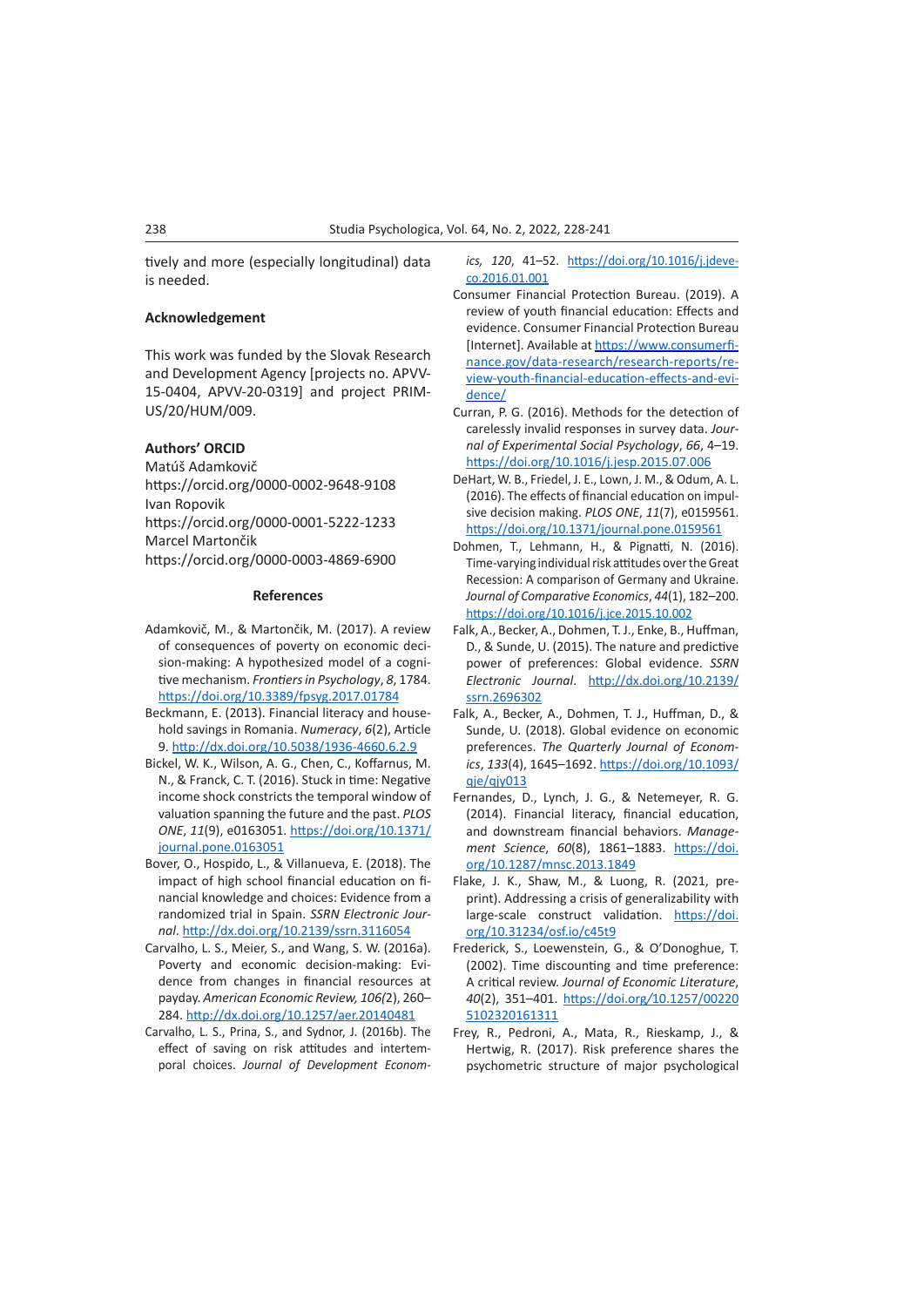tively and more (especially longitudinal) data is needed.

### Acknowledgement

This work was funded by the Slovak Research and Development Agency [projects no. APVV-15-0404, APVV-20-0319] and project PRIMUS/20/HUM/009.

### Authors' ORCID

Matúš Adamkovič
https://orcid.org/0000-0002-9648-9108
Ivan Ropovik
https://orcid.org/0000-0001-5222-1233
Marcel Martončik
https://orcid.org/0000-0003-4869-6900

## References

Adamkovič, M., & Martončik, M. (2017). A review of consequences of poverty on economic decision-making: A hypothesized model of a cognitive mechanism. *Frontiers in Psychology*, *8*, 1784. https://doi.org/10.3389/fpsyg.2017.01784

Beckmann, E. (2013). Financial literacy and household savings in Romania. *Numeracy*, *6*(2), Article 9. http://dx.doi.org/10.5038/1936-4660.6.2.9

Bickel, W. K., Wilson, A. G., Chen, C., Koffarnus, M. N., & Franck, C. T. (2016). Stuck in time: Negative income shock constricts the temporal window of valuation spanning the future and the past. *PLOS ONE*, *11*(9), e0163051. https://doi.org/10.1371/journal.pone.0163051

Bover, O., Hospido, L., & Villanueva, E. (2018). The impact of high school financial education on financial knowledge and choices: Evidence from a randomized trial in Spain. *SSRN Electronic Journal*. http://dx.doi.org/10.2139/ssrn.3116054

Carvalho, L. S., Meier, S., and Wang, S. W. (2016a). Poverty and economic decision-making: Evidence from changes in financial resources at payday. *American Economic Review, 106(*2), 260–284. http://dx.doi.org/10.1257/aer.20140481

Carvalho, L. S., Prina, S., and Sydnor, J. (2016b). The effect of saving on risk attitudes and intertemporal choices. *Journal of Development Economics, 120*, 41–52. https://doi.org/10.1016/j.jdeveco.2016.01.001

Consumer Financial Protection Bureau. (2019). A review of youth financial education: Effects and evidence. Consumer Financial Protection Bureau [Internet]. Available at https://www.consumerfinance.gov/data-research/research-reports/review-youth-financial-education-effects-and-evidence/

Curran, P. G. (2016). Methods for the detection of carelessly invalid responses in survey data. *Journal of Experimental Social Psychology*, *66*, 4–19. https://doi.org/10.1016/j.jesp.2015.07.006

DeHart, W. B., Friedel, J. E., Lown, J. M., & Odum, A. L. (2016). The effects of financial education on impulsive decision making. *PLOS ONE*, *11*(7), e0159561. https://doi.org/10.1371/journal.pone.0159561

Dohmen, T., Lehmann, H., & Pignatti, N. (2016). Time-varying individual risk attitudes over the Great Recession: A comparison of Germany and Ukraine. *Journal of Comparative Economics*, *44*(1), 182–200. https://doi.org/10.1016/j.jce.2015.10.002

Falk, A., Becker, A., Dohmen, T. J., Enke, B., Huffman, D., & Sunde, U. (2015). The nature and predictive power of preferences: Global evidence. *SSRN Electronic Journal*. http://dx.doi.org/10.2139/ssrn.2696302

Falk, A., Becker, A., Dohmen, T. J., Huffman, D., & Sunde, U. (2018). Global evidence on economic preferences. *The Quarterly Journal of Economics*, *133*(4), 1645–1692. https://doi.org/10.1093/qje/qjy013

Fernandes, D., Lynch, J. G., & Netemeyer, R. G. (2014). Financial literacy, financial education, and downstream financial behaviors. *Management Science*, *60*(8), 1861–1883. https://doi.org/10.1287/mnsc.2013.1849

Flake, J. K., Shaw, M., & Luong, R. (2021, preprint). Addressing a crisis of generalizability with large-scale construct validation. https://doi.org/10.31234/osf.io/c45t9

Frederick, S., Loewenstein, G., & O'Donoghue, T. (2002). Time discounting and time preference: A critical review. *Journal of Economic Literature*, *40*(2), 351–401. https://doi.org/10.1257/002205102320161311

Frey, R., Pedroni, A., Mata, R., Rieskamp, J., & Hertwig, R. (2017). Risk preference shares the psychometric structure of major psychological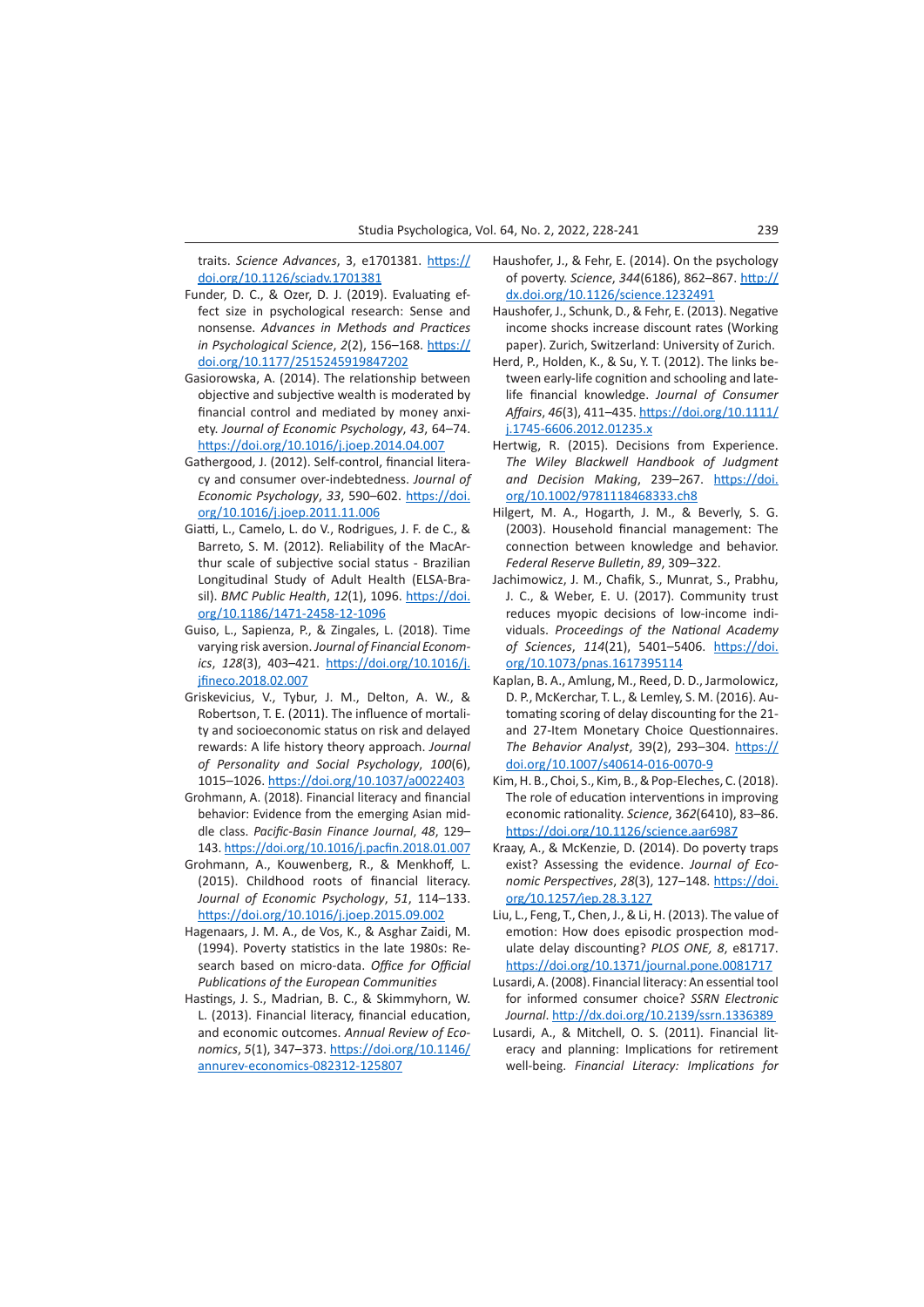traits. *Science Advances*, 3, e1701381. https://doi.org/10.1126/sciadv.1701381

Funder, D. C., & Ozer, D. J. (2019). Evaluating effect size in psychological research: Sense and nonsense. *Advances in Methods and Practices in Psychological Science*, *2*(2), 156–168. https://doi.org/10.1177/2515245919847202

Gasiorowska, A. (2014). The relationship between objective and subjective wealth is moderated by financial control and mediated by money anxiety. *Journal of Economic Psychology*, *43*, 64–74. https://doi.org/10.1016/j.joep.2014.04.007

Gathergood, J. (2012). Self-control, financial literacy and consumer over-indebtedness. *Journal of Economic Psychology*, *33*, 590–602. https://doi.org/10.1016/j.joep.2011.11.006

Giatti, L., Camelo, L. do V., Rodrigues, J. F. de C., & Barreto, S. M. (2012). Reliability of the MacArthur scale of subjective social status - Brazilian Longitudinal Study of Adult Health (ELSA-Brasil). *BMC Public Health*, *12*(1), 1096. https://doi.org/10.1186/1471-2458-12-1096

Guiso, L., Sapienza, P., & Zingales, L. (2018). Time varying risk aversion. *Journal of Financial Economics*, *128*(3), 403–421. https://doi.org/10.1016/j.jfineco.2018.02.007

Griskevicius, V., Tybur, J. M., Delton, A. W., & Robertson, T. E. (2011). The influence of mortality and socioeconomic status on risk and delayed rewards: A life history theory approach. *Journal of Personality and Social Psychology*, *100*(6), 1015–1026. https://doi.org/10.1037/a0022403

Grohmann, A. (2018). Financial literacy and financial behavior: Evidence from the emerging Asian middle class. *Pacific-Basin Finance Journal*, *48*, 129–143. https://doi.org/10.1016/j.pacfin.2018.01.007

Grohmann, A., Kouwenberg, R., & Menkhoff, L. (2015). Childhood roots of financial literacy. *Journal of Economic Psychology*, *51*, 114–133. https://doi.org/10.1016/j.joep.2015.09.002

Hagenaars, J. M. A., de Vos, K., & Asghar Zaidi, M. (1994). Poverty statistics in the late 1980s: Research based on micro-data. *Office for Official Publications of the European Communities*

Hastings, J. S., Madrian, B. C., & Skimmyhorn, W. L. (2013). Financial literacy, financial education, and economic outcomes. *Annual Review of Economics*, *5*(1), 347–373. https://doi.org/10.1146/annurev-economics-082312-125807

Haushofer, J., & Fehr, E. (2014). On the psychology of poverty. *Science*, *344*(6186), 862–867. http://dx.doi.org/10.1126/science.1232491

Haushofer, J., Schunk, D., & Fehr, E. (2013). Negative income shocks increase discount rates (Working paper). Zurich, Switzerland: University of Zurich.

Herd, P., Holden, K., & Su, Y. T. (2012). The links between early-life cognition and schooling and late-life financial knowledge. *Journal of Consumer Affairs*, *46*(3), 411–435. https://doi.org/10.1111/j.1745-6606.2012.01235.x

Hertwig, R. (2015). Decisions from Experience. *The Wiley Blackwell Handbook of Judgment and Decision Making*, 239–267. https://doi.org/10.1002/9781118468333.ch8

Hilgert, M. A., Hogarth, J. M., & Beverly, S. G. (2003). Household financial management: The connection between knowledge and behavior. *Federal Reserve Bulletin*, *89*, 309–322.

Jachimowicz, J. M., Chafik, S., Munrat, S., Prabhu, J. C., & Weber, E. U. (2017). Community trust reduces myopic decisions of low-income individuals. *Proceedings of the National Academy of Sciences*, *114*(21), 5401–5406. https://doi.org/10.1073/pnas.1617395114

Kaplan, B. A., Amlung, M., Reed, D. D., Jarmolowicz, D. P., McKerchar, T. L., & Lemley, S. M. (2016). Automating scoring of delay discounting for the 21- and 27-Item Monetary Choice Questionnaires. *The Behavior Analyst*, 39(2), 293–304. https://doi.org/10.1007/s40614-016-0070-9

Kim, H. B., Choi, S., Kim, B., & Pop-Eleches, C. (2018). The role of education interventions in improving economic rationality. *Science*, *362*(6410), 83–86. https://doi.org/10.1126/science.aar6987

Kraay, A., & McKenzie, D. (2014). Do poverty traps exist? Assessing the evidence. *Journal of Economic Perspectives*, *28*(3), 127–148. https://doi.org/10.1257/jep.28.3.127

Liu, L., Feng, T., Chen, J., & Li, H. (2013). The value of emotion: How does episodic prospection modulate delay discounting? *PLOS ONE*, *8*, e81717. https://doi.org/10.1371/journal.pone.0081717

Lusardi, A. (2008). Financial literacy: An essential tool for informed consumer choice? *SSRN Electronic Journal*. http://dx.doi.org/10.2139/ssrn.1336389

Lusardi, A., & Mitchell, O. S. (2011). Financial literacy and planning: Implications for retirement well-being. *Financial Literacy: Implications for*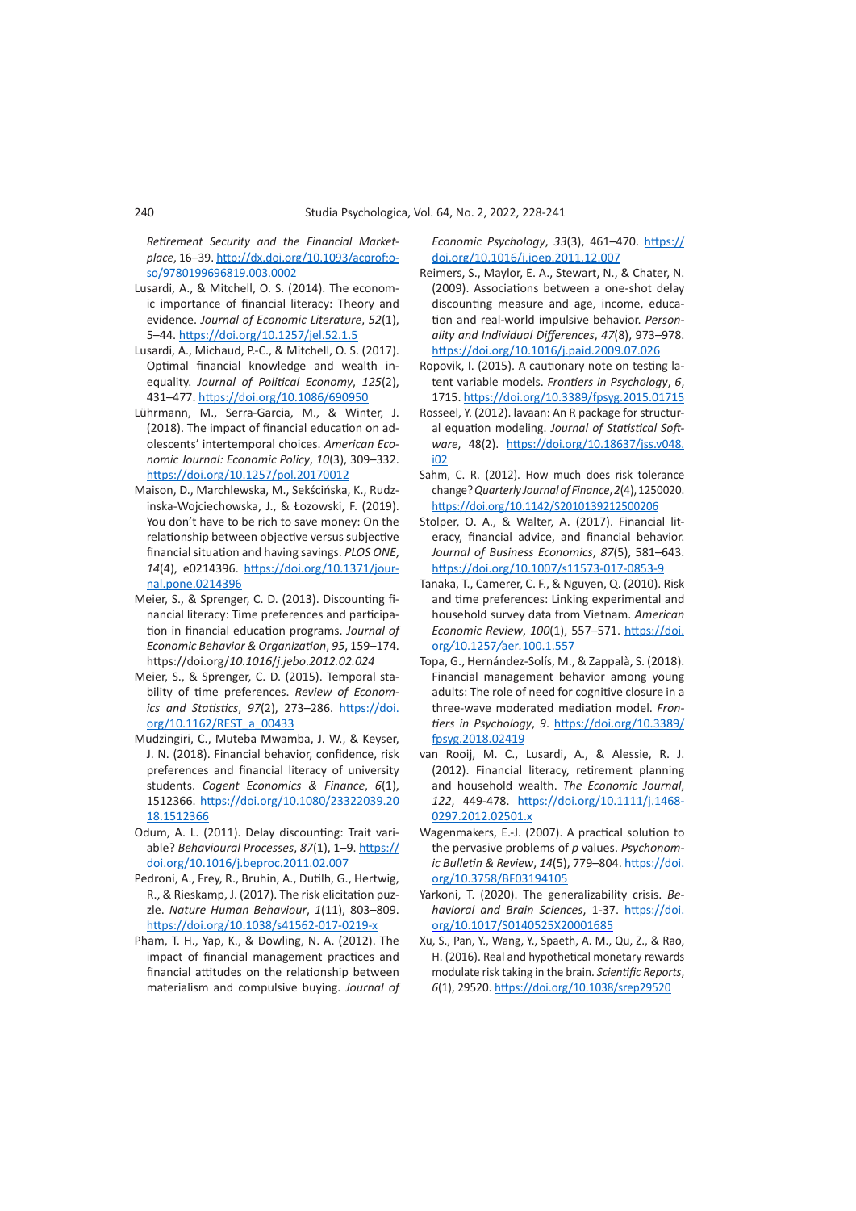*Retirement Security and the Financial Marketplace*, 16–39. http://dx.doi.org/10.1093/acprof:oso/9780199696819.003.0002

Lusardi, A., & Mitchell, O. S. (2014). The economic importance of financial literacy: Theory and evidence. *Journal of Economic Literature*, *52*(1), 5–44. https://doi.org/10.1257/jel.52.1.5

Lusardi, A., Michaud, P.-C., & Mitchell, O. S. (2017). Optimal financial knowledge and wealth inequality. *Journal of Political Economy*, *125*(2), 431–477. https://doi.org/10.1086/690950

Lührmann, M., Serra-Garcia, M., & Winter, J. (2018). The impact of financial education on adolescents' intertemporal choices. *American Economic Journal: Economic Policy*, *10*(3), 309–332. https://doi.org/10.1257/pol.20170012

Maison, D., Marchlewska, M., Sekścińska, K., Rudzinska-Wojciechowska, J., & Łozowski, F. (2019). You don't have to be rich to save money: On the relationship between objective versus subjective financial situation and having savings. *PLOS ONE*, *14*(4), e0214396. https://doi.org/10.1371/journal.pone.0214396

Meier, S., & Sprenger, C. D. (2013). Discounting financial literacy: Time preferences and participation in financial education programs. *Journal of Economic Behavior & Organization*, *95*, 159–174. https://doi.org/*10.1016/j.jebo.2012.02.024*

Meier, S., & Sprenger, C. D. (2015). Temporal stability of time preferences. *Review of Economics and Statistics*, *97*(2), 273–286. https://doi.org/10.1162/REST_a_00433

Mudzingiri, C., Muteba Mwamba, J. W., & Keyser, J. N. (2018). Financial behavior, confidence, risk preferences and financial literacy of university students. *Cogent Economics & Finance*, *6*(1), 1512366. https://doi.org/10.1080/23322039.2018.1512366

Odum, A. L. (2011). Delay discounting: Trait variable? *Behavioural Processes*, *87*(1), 1–9. https://doi.org/10.1016/j.beproc.2011.02.007

Pedroni, A., Frey, R., Bruhin, A., Dutilh, G., Hertwig, R., & Rieskamp, J. (2017). The risk elicitation puzzle. *Nature Human Behaviour*, *1*(11), 803–809. https://doi.org/10.1038/s41562-017-0219-x

Pham, T. H., Yap, K., & Dowling, N. A. (2012). The impact of financial management practices and financial attitudes on the relationship between materialism and compulsive buying. *Journal of Economic Psychology*, *33*(3), 461–470. https://doi.org/10.1016/j.joep.2011.12.007

Reimers, S., Maylor, E. A., Stewart, N., & Chater, N. (2009). Associations between a one-shot delay discounting measure and age, income, education and real-world impulsive behavior. *Personality and Individual Differences*, *47*(8), 973–978. https://doi.org/10.1016/j.paid.2009.07.026

Ropovik, I. (2015). A cautionary note on testing latent variable models. *Frontiers in Psychology*, *6*, 1715. https://doi.org/10.3389/fpsyg.2015.01715

Rosseel, Y. (2012). lavaan: An R package for structural equation modeling. *Journal of Statistical Software*, 48(2). https://doi.org/10.18637/jss.v048.i02

Sahm, C. R. (2012). How much does risk tolerance change? *Quarterly Journal of Finance*, *2*(4), 1250020. https://doi.org/10.1142/S2010139212500206

Stolper, O. A., & Walter, A. (2017). Financial literacy, financial advice, and financial behavior. *Journal of Business Economics*, *87*(5), 581–643. https://doi.org/10.1007/s11573-017-0853-9

Tanaka, T., Camerer, C. F., & Nguyen, Q. (2010). Risk and time preferences: Linking experimental and household survey data from Vietnam. *American Economic Review*, *100*(1), 557–571. https://doi.org/10.1257/aer.100.1.557

Topa, G., Hernández-Solís, M., & Zappalà, S. (2018). Financial management behavior among young adults: The role of need for cognitive closure in a three-wave moderated mediation model. *Frontiers in Psychology*, *9*. https://doi.org/10.3389/fpsyg.2018.02419

van Rooij, M. C., Lusardi, A., & Alessie, R. J. (2012). Financial literacy, retirement planning and household wealth. *The Economic Journal*, *122*, 449-478. https://doi.org/10.1111/j.1468-0297.2012.02501.x

Wagenmakers, E.-J. (2007). A practical solution to the pervasive problems of *p* values. *Psychonomic Bulletin & Review*, *14*(5), 779–804. https://doi.org/10.3758/BF03194105

Yarkoni, T. (2020). The generalizability crisis. *Behavioral and Brain Sciences*, 1-37. https://doi.org/10.1017/S0140525X20001685

Xu, S., Pan, Y., Wang, Y., Spaeth, A. M., Qu, Z., & Rao, H. (2016). Real and hypothetical monetary rewards modulate risk taking in the brain. *Scientific Reports*, *6*(1), 29520. https://doi.org/10.1038/srep29520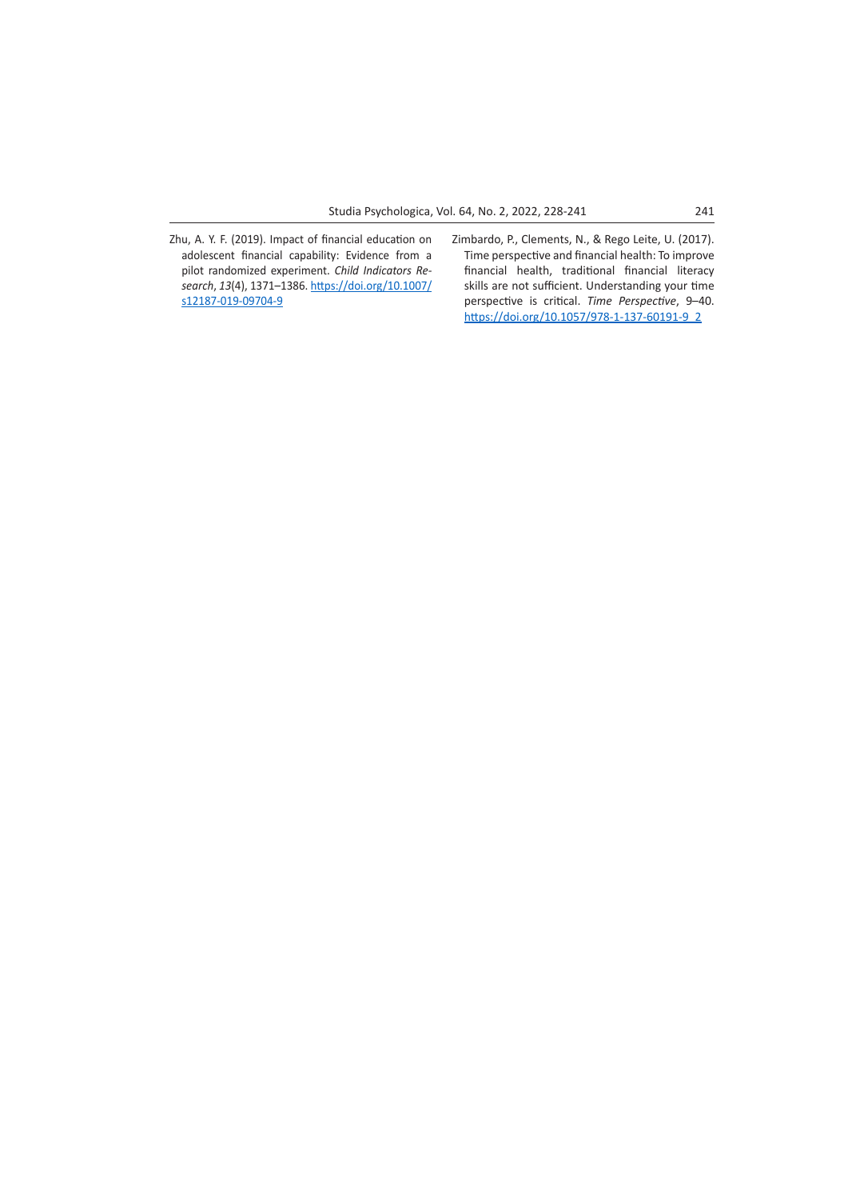Zhu, A. Y. F. (2019). Impact of financial education on adolescent financial capability: Evidence from a pilot randomized experiment. *Child Indicators Research*, *13*(4), 1371–1386. https://doi.org/10.1007/s12187-019-09704-9

Zimbardo, P., Clements, N., & Rego Leite, U. (2017). Time perspective and financial health: To improve financial health, traditional financial literacy skills are not sufficient. Understanding your time perspective is critical. *Time Perspective*, 9–40. https://doi.org/10.1057/978-1-137-60191-9_2